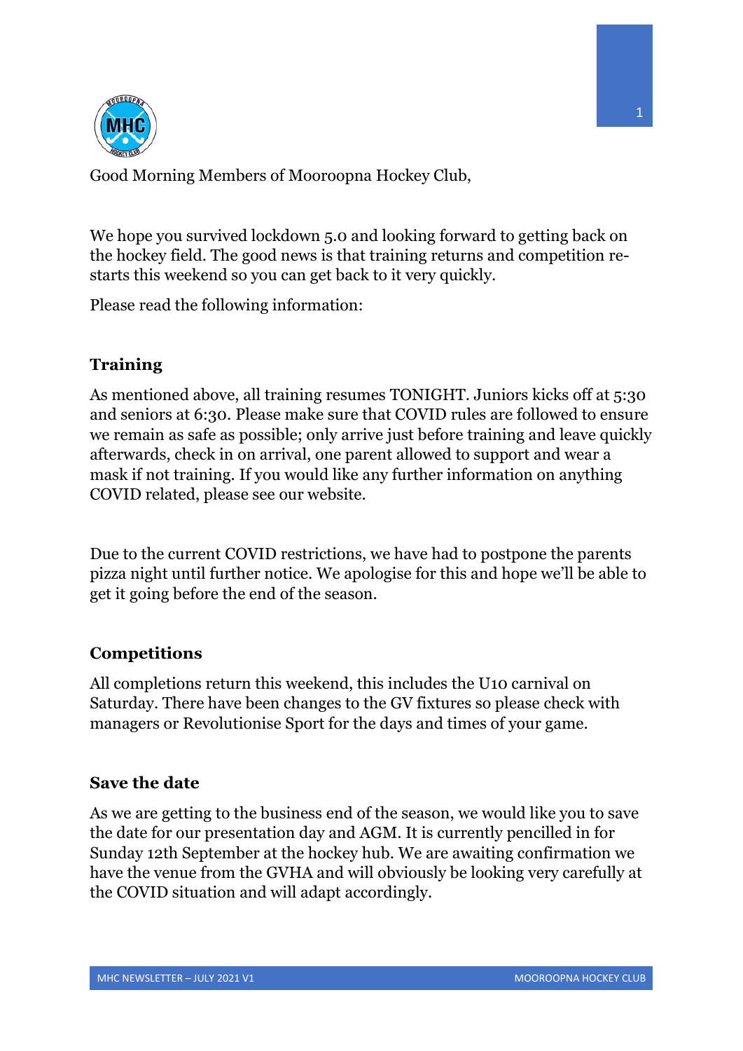Good Morning Members of Mooroopna Hockey Club,

We hope you survived lockdown 5.0 and looking forward to getting back on the hockey field. The good news is that training returns and competition re-starts this weekend so you can get back to it very quickly.

Please read the following information:

## Training

As mentioned above, all training resumes TONIGHT. Juniors kicks off at 5:30 and seniors at 6:30. Please make sure that COVID rules are followed to ensure we remain as safe as possible; only arrive just before training and leave quickly afterwards, check in on arrival, one parent allowed to support and wear a mask if not training. If you would like any further information on anything COVID related, please see our website.

Due to the current COVID restrictions, we have had to postpone the parents pizza night until further notice. We apologise for this and hope we'll be able to get it going before the end of the season.

## Competitions

All completions return this weekend, this includes the U10 carnival on Saturday. There have been changes to the GV fixtures so please check with managers or Revolutionise Sport for the days and times of your game.

## Save the date

As we are getting to the business end of the season, we would like you to save the date for our presentation day and AGM. It is currently pencilled in for Sunday 12th September at the hockey hub. We are awaiting confirmation we have the venue from the GVHA and will obviously be looking very carefully at the COVID situation and will adapt accordingly.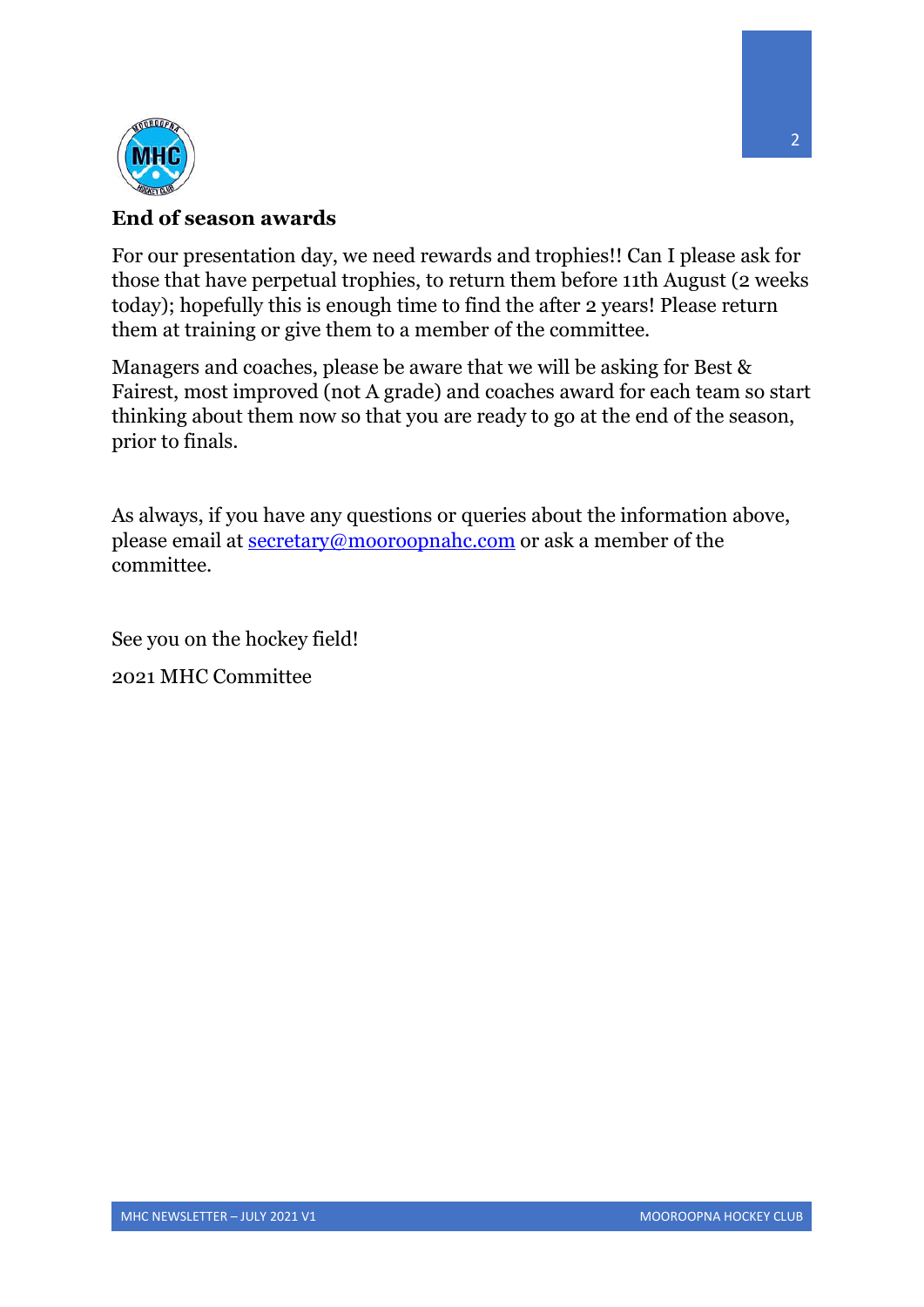## End of season awards

For our presentation day, we need rewards and trophies!! Can I please ask for those that have perpetual trophies, to return them before 11th August (2 weeks today); hopefully this is enough time to find the after 2 years! Please return them at training or give them to a member of the committee.

Managers and coaches, please be aware that we will be asking for Best & Fairest, most improved (not A grade) and coaches award for each team so start thinking about them now so that you are ready to go at the end of the season, prior to finals.

As always, if you have any questions or queries about the information above, please email at secretary@mooroopnahc.com or ask a member of the committee.

See you on the hockey field!

2021 MHC Committee